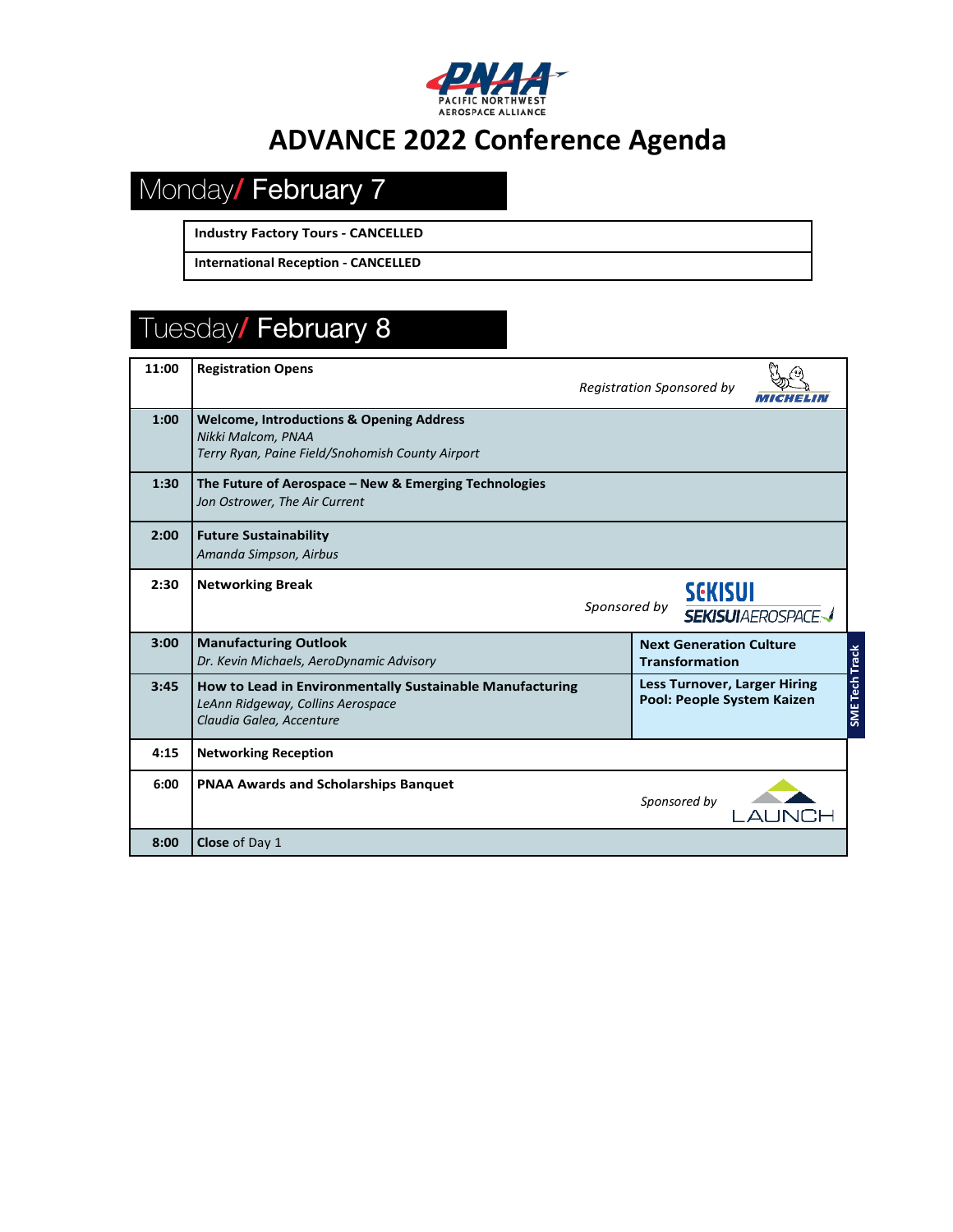PNAA
PACIFIC NORTHWEST AEROSPACE ALLIANCE

# ADVANCE 2022 Conference Agenda

## Monday/ February 7

| |
|---|
| **Industry Factory Tours - CANCELLED** |
| **International Reception - CANCELLED** |

## Tuesday/ February 8

| Time | Session | SME Tech Track |
|---|---|---|
| **11:00** | **Registration Opens** *Registration Sponsored by* MICHELIN | |
| **1:00** | **Welcome, Introductions & Opening Address** *Nikki Malcom, PNAA* *Terry Ryan, Paine Field/Snohomish County Airport* | |
| **1:30** | **The Future of Aerospace – New & Emerging Technologies** *Jon Ostrower, The Air Current* | |
| **2:00** | **Future Sustainability** *Amanda Simpson, Airbus* | |
| **2:30** | **Networking Break** *Sponsored by* SEKISUI SEKISUI AEROSPACE | |
| **3:00** | **Manufacturing Outlook** *Dr. Kevin Michaels, AeroDynamic Advisory* | **Next Generation Culture Transformation** |
| **3:45** | **How to Lead in Environmentally Sustainable Manufacturing** *LeAnn Ridgeway, Collins Aerospace* *Claudia Galea, Accenture* | **Less Turnover, Larger Hiring Pool: People System Kaizen** |
| **4:15** | **Networking Reception** | |
| **6:00** | **PNAA Awards and Scholarships Banquet** *Sponsored by* LAUNCH | |
| **8:00** | **Close** of Day 1 | |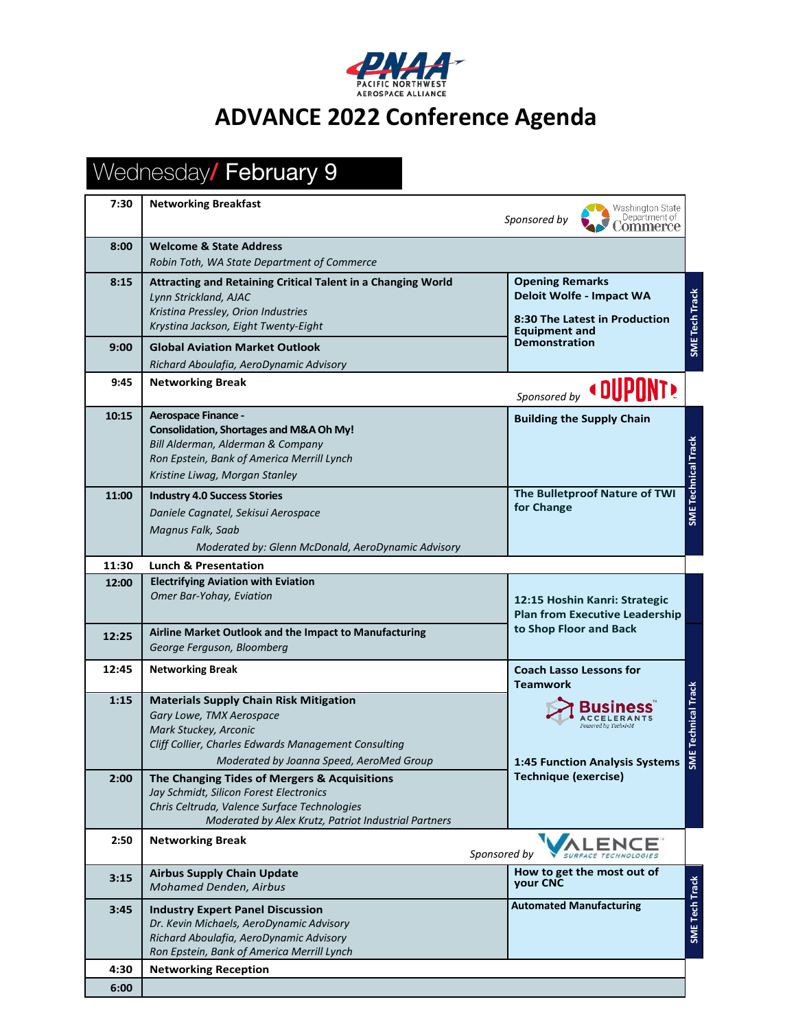# ADVANCE 2022 Conference Agenda

## Wednesday/ February 9

| Time | Main Session | SME Track |
|---|---|---|
| 7:30 | **Networking Breakfast** — *Sponsored by* Washington State Department of Commerce | |
| 8:00 | **Welcome & State Address**<br>*Robin Toth, WA State Department of Commerce* | |
| 8:15 | **Attracting and Retaining Critical Talent in a Changing World**<br>*Lynn Strickland, AJAC*<br>*Kristina Pressley, Orion Industries*<br>*Krystina Jackson, Eight Twenty-Eight* | **SME Tech Track**<br>**Opening Remarks**<br>**Deloit Wolfe - Impact WA**<br>**8:30 The Latest in Production Equipment and Demonstration** |
| 9:00 | **Global Aviation Market Outlook**<br>*Richard Aboulafia, AeroDynamic Advisory* | |
| 9:45 | **Networking Break** — *Sponsored by* DUPONT | |
| 10:15 | **Aerospace Finance - Consolidation, Shortages and M&A Oh My!**<br>*Bill Alderman, Alderman & Company*<br>*Ron Epstein, Bank of America Merrill Lynch*<br>*Kristine Liwag, Morgan Stanley* | **SME Technical Track**<br>**Building the Supply Chain** |
| 11:00 | **Industry 4.0 Success Stories**<br>*Daniele Cagnatel, Sekisui Aerospace*<br>*Magnus Falk, Saab*<br>*Moderated by: Glenn McDonald, AeroDynamic Advisory* | **The Bulletproof Nature of TWI for Change** |
| 11:30 | **Lunch & Presentation** | |
| 12:00 | **Electrifying Aviation with Eviation**<br>*Omer Bar-Yohay, Eviation* | **SME Technical Track**<br>**12:15 Hoshin Kanri: Strategic Plan from Executive Leadership to Shop Floor and Back** |
| 12:25 | **Airline Market Outlook and the Impact to Manufacturing**<br>*George Ferguson, Bloomberg* | |
| 12:45 | **Networking Break** | **Coach Lasso Lessons for Teamwork**<br>Business Accelerants™ Powered by Tech-I-M |
| 1:15 | **Materials Supply Chain Risk Mitigation**<br>*Gary Lowe, TMX Aerospace*<br>*Mark Stuckey, Arconic*<br>*Cliff Collier, Charles Edwards Management Consulting*<br>*Moderated by Joanna Speed, AeroMed Group* | **1:45 Function Analysis Systems Technique (exercise)** |
| 2:00 | **The Changing Tides of Mergers & Acquisitions**<br>*Jay Schmidt, Silicon Forest Electronics*<br>*Chris Celtruda, Valence Surface Technologies*<br>*Moderated by Alex Krutz, Patriot Industrial Partners* | |
| 2:50 | **Networking Break** — *Sponsored by* Valence Surface Technologies | |
| 3:15 | **Airbus Supply Chain Update**<br>*Mohamed Denden, Airbus* | **SME Tech Track**<br>**How to get the most out of your CNC** |
| 3:45 | **Industry Expert Panel Discussion**<br>*Dr. Kevin Michaels, AeroDynamic Advisory*<br>*Richard Aboulafia, AeroDynamic Advisory*<br>*Ron Epstein, Bank of America Merrill Lynch* | **Automated Manufacturing** |
| 4:30 | **Networking Reception** | |
| 6:00 | | |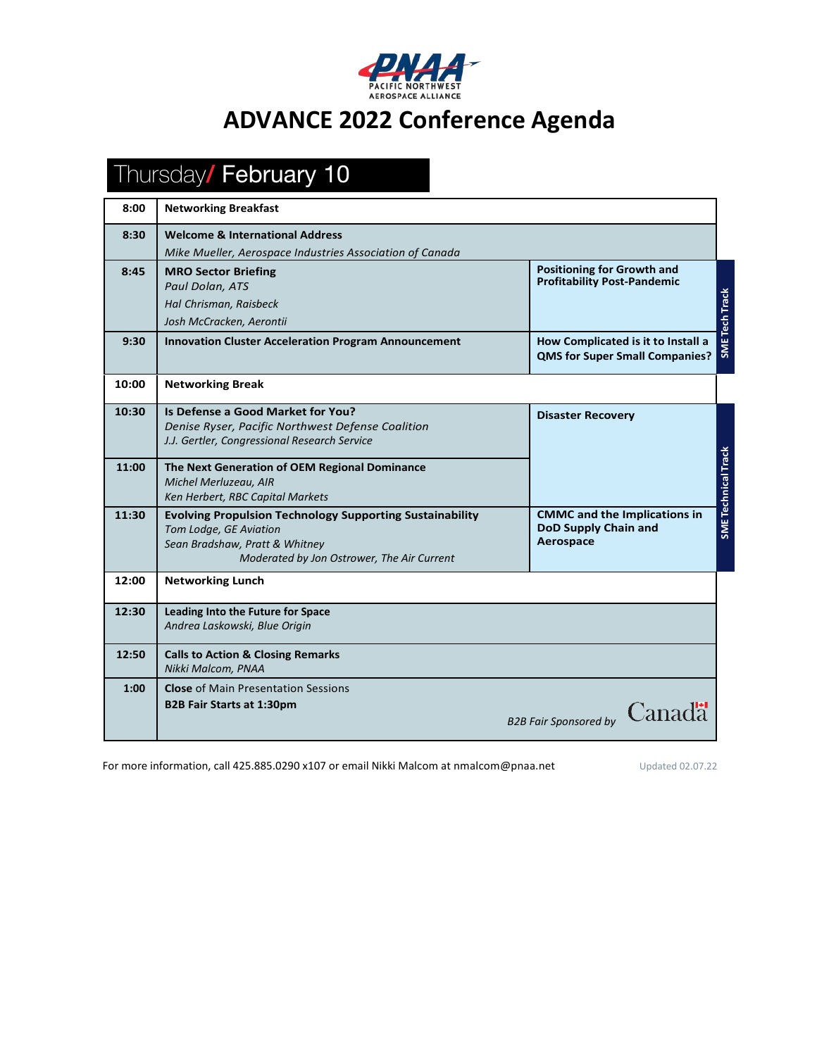PACIFIC NORTHWEST AEROSPACE ALLIANCE

# ADVANCE 2022 Conference Agenda

## Thursday/ February 10

| Time | Session | SME Track |
|---|---|---|
| 8:00 | **Networking Breakfast** | |
| 8:30 | **Welcome & International Address**<br>*Mike Mueller, Aerospace Industries Association of Canada* | |
| 8:45 | **MRO Sector Briefing**<br>*Paul Dolan, ATS*<br>*Hal Chrisman, Raisbeck*<br>*Josh McCracken, Aerontii* | **SME Tech Track:** **Positioning for Growth and Profitability Post-Pandemic** |
| 9:30 | **Innovation Cluster Acceleration Program Announcement** | **SME Tech Track:** **How Complicated is it to Install a QMS for Super Small Companies?** |
| 10:00 | **Networking Break** | |
| 10:30 | **Is Defense a Good Market for You?**<br>*Denise Ryser, Pacific Northwest Defense Coalition*<br>*J.J. Gertler, Congressional Research Service* | **SME Technical Track:** **Disaster Recovery** |
| 11:00 | **The Next Generation of OEM Regional Dominance**<br>*Michel Merluzeau, AIR*<br>*Ken Herbert, RBC Capital Markets* | **SME Technical Track:** **Disaster Recovery** |
| 11:30 | **Evolving Propulsion Technology Supporting Sustainability**<br>*Tom Lodge, GE Aviation*<br>*Sean Bradshaw, Pratt & Whitney*<br>*Moderated by Jon Ostrower, The Air Current* | **SME Technical Track:** **CMMC and the Implications in DoD Supply Chain and Aerospace** |
| 12:00 | **Networking Lunch** | |
| 12:30 | **Leading Into the Future for Space**<br>*Andrea Laskowski, Blue Origin* | |
| 12:50 | **Calls to Action & Closing Remarks**<br>*Nikki Malcom, PNAA* | |
| 1:00 | **Close** of Main Presentation Sessions<br>**B2B Fair Starts at 1:30pm**<br>*B2B Fair Sponsored by* Canada | |

For more information, call 425.885.0290 x107 or email Nikki Malcom at nmalcom@pnaa.net

Updated 02.07.22